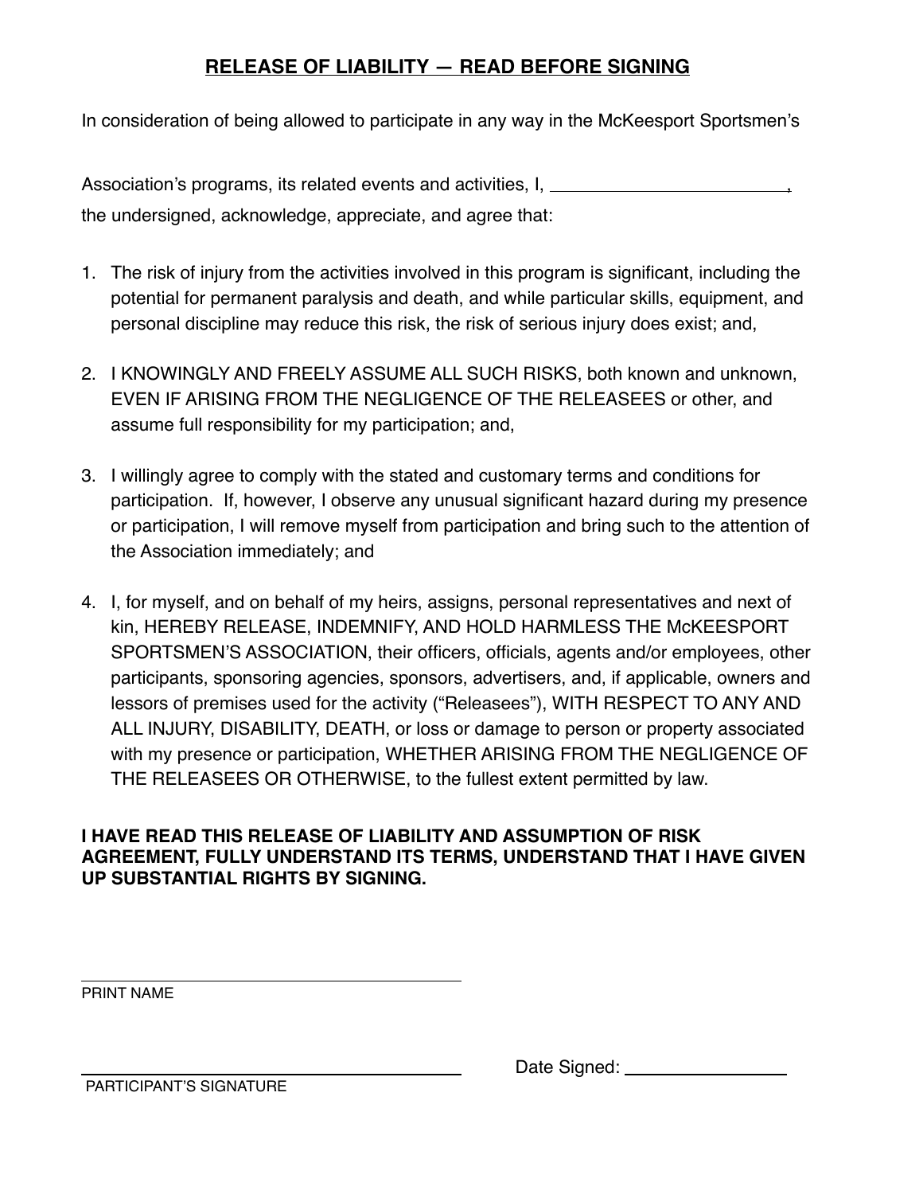# **RELEASE OF LIABILITY — READ BEFORE SIGNING**

In consideration of being allowed to participate in any way in the McKeesport Sportsmen's Association's programs, its related events and activities, I, ________________________, the undersigned, acknowledge, appreciate, and agree that:

1. The risk of injury from the activities involved in this program is significant, including the potential for permanent paralysis and death, and while particular skills, equipment, and personal discipline may reduce this risk, the risk of serious injury does exist; and,

2. I KNOWINGLY AND FREELY ASSUME ALL SUCH RISKS, both known and unknown, EVEN IF ARISING FROM THE NEGLIGENCE OF THE RELEASEES or other, and assume full responsibility for my participation; and,

3. I willingly agree to comply with the stated and customary terms and conditions for participation. If, however, I observe any unusual significant hazard during my presence or participation, I will remove myself from participation and bring such to the attention of the Association immediately; and

4. I, for myself, and on behalf of my heirs, assigns, personal representatives and next of kin, HEREBY RELEASE, INDEMNIFY, AND HOLD HARMLESS THE McKEESPORT SPORTSMEN'S ASSOCIATION, their officers, officials, agents and/or employees, other participants, sponsoring agencies, sponsors, advertisers, and, if applicable, owners and lessors of premises used for the activity ("Releasees"), WITH RESPECT TO ANY AND ALL INJURY, DISABILITY, DEATH, or loss or damage to person or property associated with my presence or participation, WHETHER ARISING FROM THE NEGLIGENCE OF THE RELEASEES OR OTHERWISE, to the fullest extent permitted by law.

**I HAVE READ THIS RELEASE OF LIABILITY AND ASSUMPTION OF RISK AGREEMENT, FULLY UNDERSTAND ITS TERMS, UNDERSTAND THAT I HAVE GIVEN UP SUBSTANTIAL RIGHTS BY SIGNING.**

________________________________________
PRINT NAME

________________________________________
PARTICIPANT'S SIGNATURE

Date Signed: ________________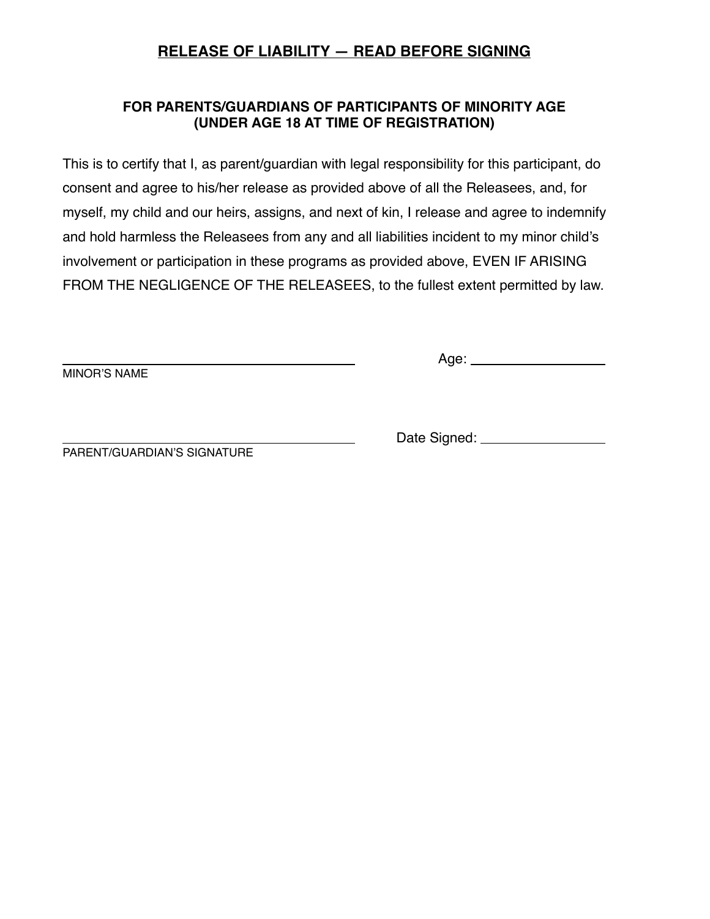## RELEASE OF LIABILITY — READ BEFORE SIGNING

### FOR PARENTS/GUARDIANS OF PARTICIPANTS OF MINORITY AGE (UNDER AGE 18 AT TIME OF REGISTRATION)

This is to certify that I, as parent/guardian with legal responsibility for this participant, do consent and agree to his/her release as provided above of all the Releasees, and, for myself, my child and our heirs, assigns, and next of kin, I release and agree to indemnify and hold harmless the Releasees from any and all liabilities incident to my minor child's involvement or participation in these programs as provided above, EVEN IF ARISING FROM THE NEGLIGENCE OF THE RELEASEES, to the fullest extent permitted by law.

\_\_\_\_\_\_\_\_\_\_\_\_\_\_\_\_\_\_\_\_\_\_\_\_\_\_\_\_\_\_\_\_\_\_\_\_ Age: \_\_\_\_\_\_\_\_\_\_\_\_\_\_\_\_

MINOR'S NAME

\_\_\_\_\_\_\_\_\_\_\_\_\_\_\_\_\_\_\_\_\_\_\_\_\_\_\_\_\_\_\_\_\_\_\_\_ Date Signed: \_\_\_\_\_\_\_\_\_\_\_\_\_\_\_\_

PARENT/GUARDIAN'S SIGNATURE